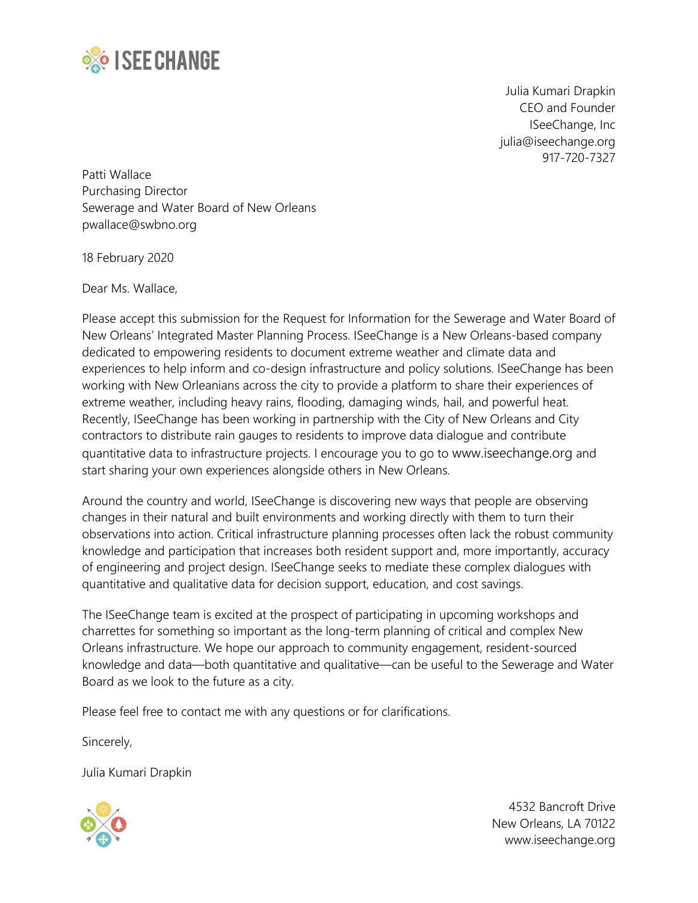ISEECHANGE

Julia Kumari Drapkin
CEO and Founder
ISeeChange, Inc
julia@iseechange.org
917-720-7327

Patti Wallace
Purchasing Director
Sewerage and Water Board of New Orleans
pwallace@swbno.org

18 February 2020

Dear Ms. Wallace,

Please accept this submission for the Request for Information for the Sewerage and Water Board of New Orleans' Integrated Master Planning Process. ISeeChange is a New Orleans-based company dedicated to empowering residents to document extreme weather and climate data and experiences to help inform and co-design infrastructure and policy solutions. ISeeChange has been working with New Orleanians across the city to provide a platform to share their experiences of extreme weather, including heavy rains, flooding, damaging winds, hail, and powerful heat. Recently, ISeeChange has been working in partnership with the City of New Orleans and City contractors to distribute rain gauges to residents to improve data dialogue and contribute quantitative data to infrastructure projects. I encourage you to go to www.iseechange.org and start sharing your own experiences alongside others in New Orleans.

Around the country and world, ISeeChange is discovering new ways that people are observing changes in their natural and built environments and working directly with them to turn their observations into action. Critical infrastructure planning processes often lack the robust community knowledge and participation that increases both resident support and, more importantly, accuracy of engineering and project design. ISeeChange seeks to mediate these complex dialogues with quantitative and qualitative data for decision support, education, and cost savings.

The ISeeChange team is excited at the prospect of participating in upcoming workshops and charrettes for something so important as the long-term planning of critical and complex New Orleans infrastructure. We hope our approach to community engagement, resident-sourced knowledge and data—both quantitative and qualitative—can be useful to the Sewerage and Water Board as we look to the future as a city.

Please feel free to contact me with any questions or for clarifications.

Sincerely,

Julia Kumari Drapkin

4532 Bancroft Drive
New Orleans, LA 70122
www.iseechange.org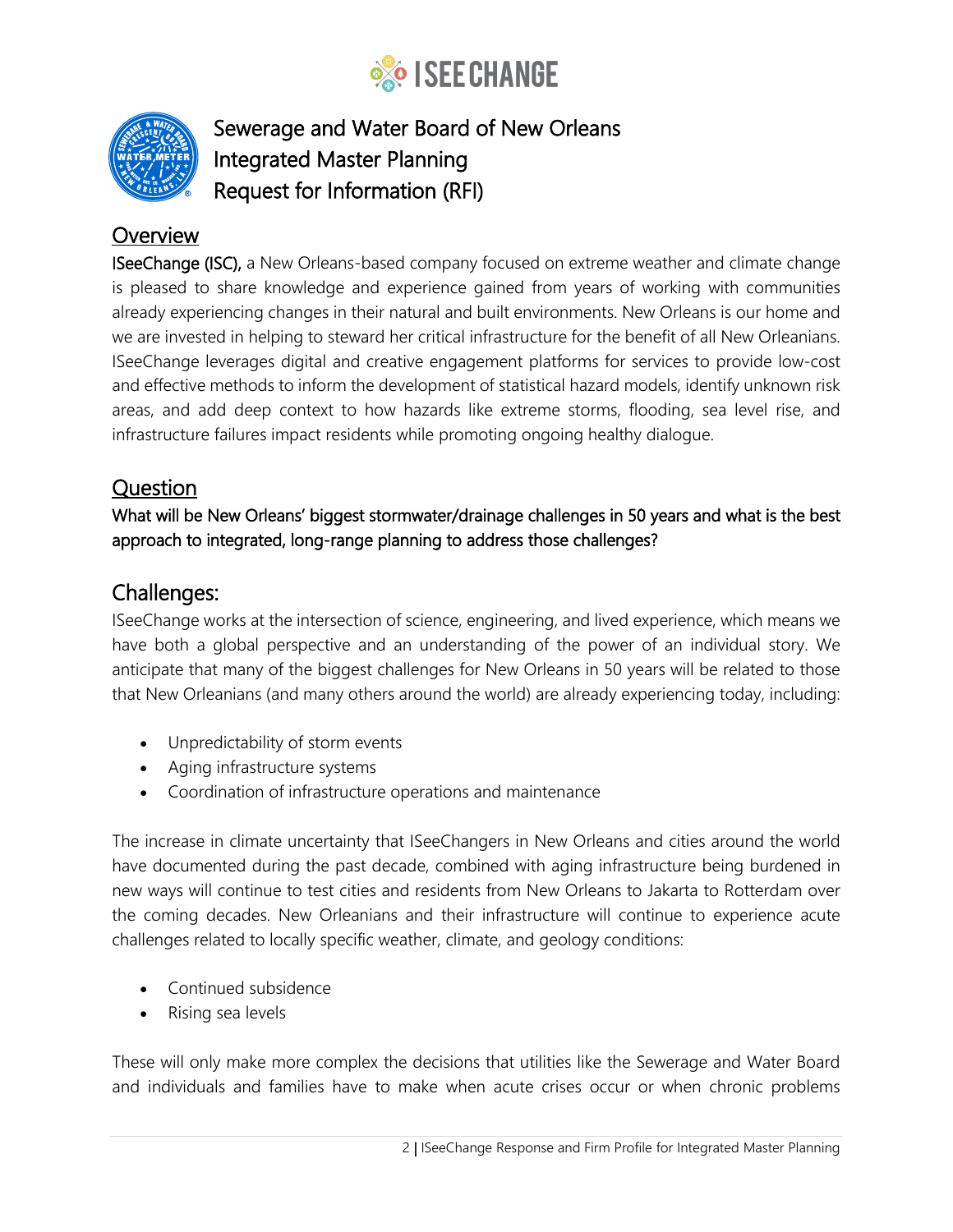# Sewerage and Water Board of New Orleans Integrated Master Planning Request for Information (RFI)

## Overview

**ISeeChange (ISC),** a New Orleans-based company focused on extreme weather and climate change is pleased to share knowledge and experience gained from years of working with communities already experiencing changes in their natural and built environments. New Orleans is our home and we are invested in helping to steward her critical infrastructure for the benefit of all New Orleanians. ISeeChange leverages digital and creative engagement platforms for services to provide low-cost and effective methods to inform the development of statistical hazard models, identify unknown risk areas, and add deep context to how hazards like extreme storms, flooding, sea level rise, and infrastructure failures impact residents while promoting ongoing healthy dialogue.

## Question

**What will be New Orleans' biggest stormwater/drainage challenges in 50 years and what is the best approach to integrated, long-range planning to address those challenges?**

## Challenges:

ISeeChange works at the intersection of science, engineering, and lived experience, which means we have both a global perspective and an understanding of the power of an individual story. We anticipate that many of the biggest challenges for New Orleans in 50 years will be related to those that New Orleanians (and many others around the world) are already experiencing today, including:

- Unpredictability of storm events
- Aging infrastructure systems
- Coordination of infrastructure operations and maintenance

The increase in climate uncertainty that ISeeChangers in New Orleans and cities around the world have documented during the past decade, combined with aging infrastructure being burdened in new ways will continue to test cities and residents from New Orleans to Jakarta to Rotterdam over the coming decades. New Orleanians and their infrastructure will continue to experience acute challenges related to locally specific weather, climate, and geology conditions:

- Continued subsidence
- Rising sea levels

These will only make more complex the decisions that utilities like the Sewerage and Water Board and individuals and families have to make when acute crises occur or when chronic problems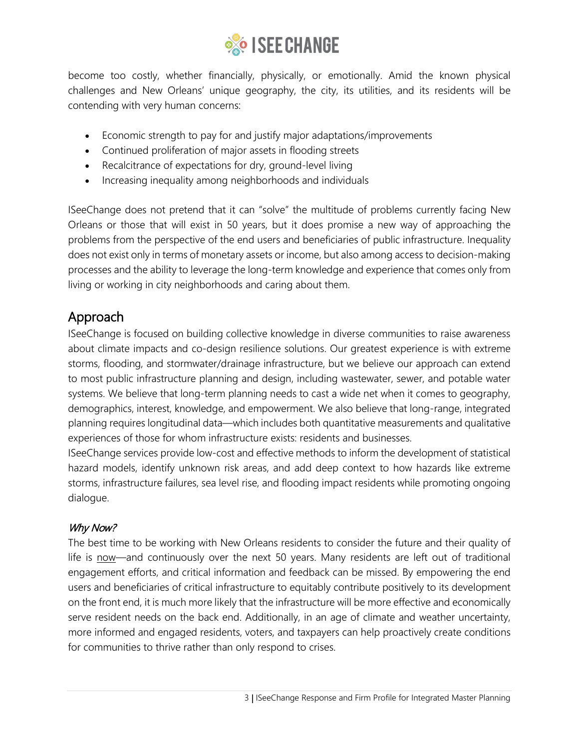become too costly, whether financially, physically, or emotionally. Amid the known physical challenges and New Orleans' unique geography, the city, its utilities, and its residents will be contending with very human concerns:

- Economic strength to pay for and justify major adaptations/improvements
- Continued proliferation of major assets in flooding streets
- Recalcitrance of expectations for dry, ground-level living
- Increasing inequality among neighborhoods and individuals

ISeeChange does not pretend that it can "solve" the multitude of problems currently facing New Orleans or those that will exist in 50 years, but it does promise a new way of approaching the problems from the perspective of the end users and beneficiaries of public infrastructure. Inequality does not exist only in terms of monetary assets or income, but also among access to decision-making processes and the ability to leverage the long-term knowledge and experience that comes only from living or working in city neighborhoods and caring about them.

## Approach

ISeeChange is focused on building collective knowledge in diverse communities to raise awareness about climate impacts and co-design resilience solutions. Our greatest experience is with extreme storms, flooding, and stormwater/drainage infrastructure, but we believe our approach can extend to most public infrastructure planning and design, including wastewater, sewer, and potable water systems. We believe that long-term planning needs to cast a wide net when it comes to geography, demographics, interest, knowledge, and empowerment. We also believe that long-range, integrated planning requires longitudinal data—which includes both quantitative measurements and qualitative experiences of those for whom infrastructure exists: residents and businesses.

ISeeChange services provide low-cost and effective methods to inform the development of statistical hazard models, identify unknown risk areas, and add deep context to how hazards like extreme storms, infrastructure failures, sea level rise, and flooding impact residents while promoting ongoing dialogue.

### *Why Now?*

The best time to be working with New Orleans residents to consider the future and their quality of life is now—and continuously over the next 50 years. Many residents are left out of traditional engagement efforts, and critical information and feedback can be missed. By empowering the end users and beneficiaries of critical infrastructure to equitably contribute positively to its development on the front end, it is much more likely that the infrastructure will be more effective and economically serve resident needs on the back end. Additionally, in an age of climate and weather uncertainty, more informed and engaged residents, voters, and taxpayers can help proactively create conditions for communities to thrive rather than only respond to crises.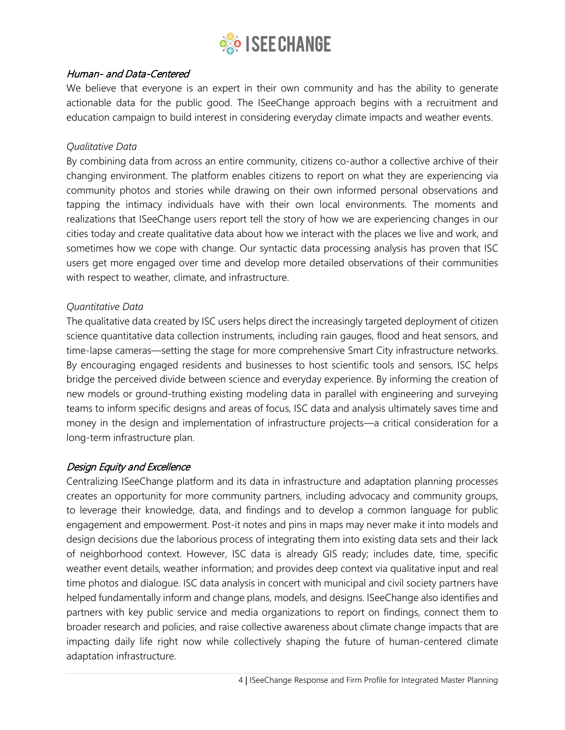### *Human- and Data-Centered*

We believe that everyone is an expert in their own community and has the ability to generate actionable data for the public good. The ISeeChange approach begins with a recruitment and education campaign to build interest in considering everyday climate impacts and weather events.

*Qualitative Data*

By combining data from across an entire community, citizens co-author a collective archive of their changing environment. The platform enables citizens to report on what they are experiencing via community photos and stories while drawing on their own informed personal observations and tapping the intimacy individuals have with their own local environments. The moments and realizations that ISeeChange users report tell the story of how we are experiencing changes in our cities today and create qualitative data about how we interact with the places we live and work, and sometimes how we cope with change. Our syntactic data processing analysis has proven that ISC users get more engaged over time and develop more detailed observations of their communities with respect to weather, climate, and infrastructure.

*Quantitative Data*

The qualitative data created by ISC users helps direct the increasingly targeted deployment of citizen science quantitative data collection instruments, including rain gauges, flood and heat sensors, and time-lapse cameras—setting the stage for more comprehensive Smart City infrastructure networks. By encouraging engaged residents and businesses to host scientific tools and sensors, ISC helps bridge the perceived divide between science and everyday experience. By informing the creation of new models or ground-truthing existing modeling data in parallel with engineering and surveying teams to inform specific designs and areas of focus, ISC data and analysis ultimately saves time and money in the design and implementation of infrastructure projects—a critical consideration for a long-term infrastructure plan.

### *Design Equity and Excellence*

Centralizing ISeeChange platform and its data in infrastructure and adaptation planning processes creates an opportunity for more community partners, including advocacy and community groups, to leverage their knowledge, data, and findings and to develop a common language for public engagement and empowerment. Post-it notes and pins in maps may never make it into models and design decisions due the laborious process of integrating them into existing data sets and their lack of neighborhood context. However, ISC data is already GIS ready; includes date, time, specific weather event details, weather information; and provides deep context via qualitative input and real time photos and dialogue. ISC data analysis in concert with municipal and civil society partners have helped fundamentally inform and change plans, models, and designs. ISeeChange also identifies and partners with key public service and media organizations to report on findings, connect them to broader research and policies, and raise collective awareness about climate change impacts that are impacting daily life right now while collectively shaping the future of human-centered climate adaptation infrastructure.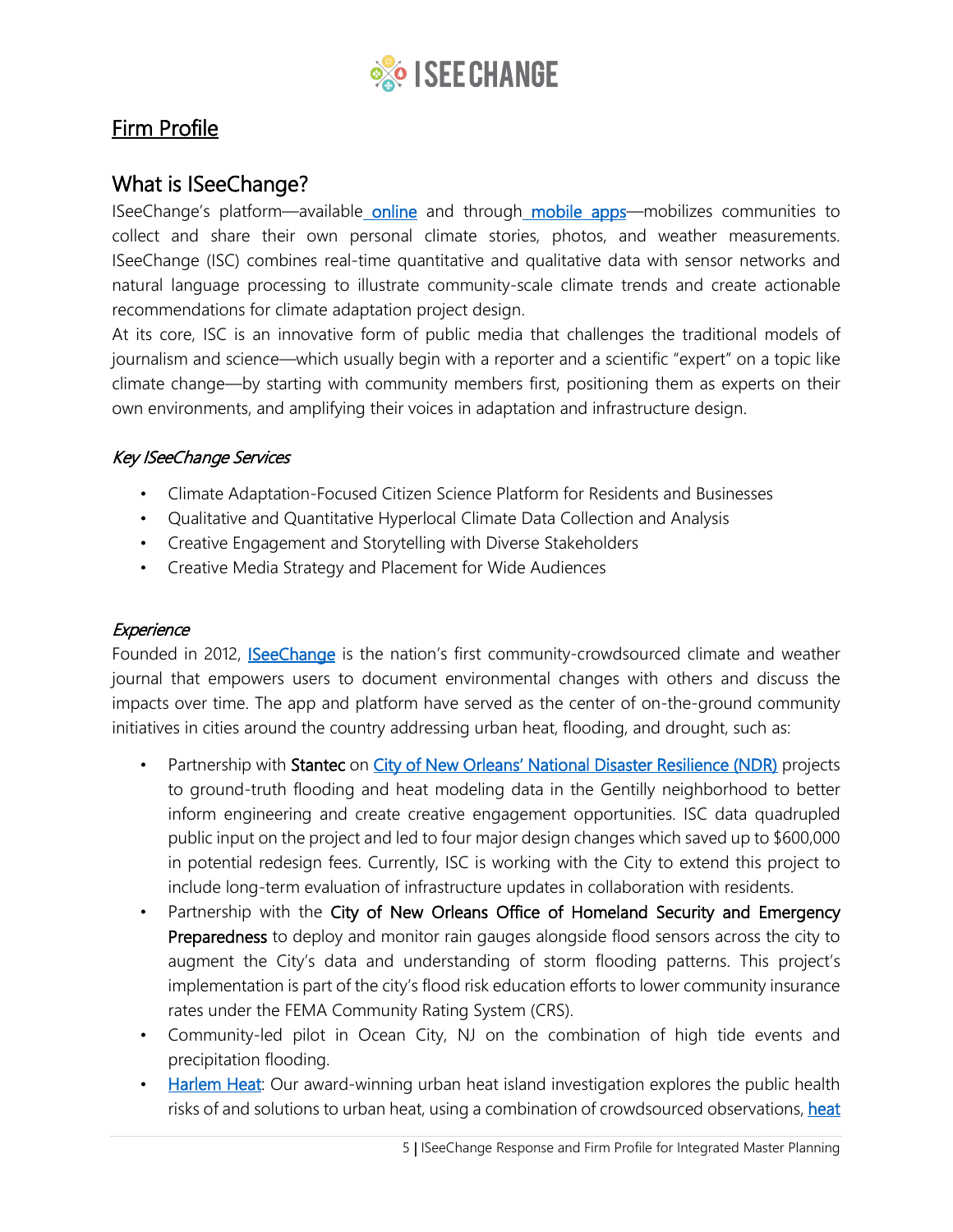# Firm Profile

## What is ISeeChange?

ISeeChange's platform—available online and through mobile apps—mobilizes communities to collect and share their own personal climate stories, photos, and weather measurements. ISeeChange (ISC) combines real-time quantitative and qualitative data with sensor networks and natural language processing to illustrate community-scale climate trends and create actionable recommendations for climate adaptation project design.

At its core, ISC is an innovative form of public media that challenges the traditional models of journalism and science—which usually begin with a reporter and a scientific "expert" on a topic like climate change—by starting with community members first, positioning them as experts on their own environments, and amplifying their voices in adaptation and infrastructure design.

### *Key ISeeChange Services*

- Climate Adaptation-Focused Citizen Science Platform for Residents and Businesses
- Qualitative and Quantitative Hyperlocal Climate Data Collection and Analysis
- Creative Engagement and Storytelling with Diverse Stakeholders
- Creative Media Strategy and Placement for Wide Audiences

### *Experience*

Founded in 2012, ISeeChange is the nation's first community-crowdsourced climate and weather journal that empowers users to document environmental changes with others and discuss the impacts over time. The app and platform have served as the center of on-the-ground community initiatives in cities around the country addressing urban heat, flooding, and drought, such as:

- Partnership with **Stantec** on City of New Orleans' National Disaster Resilience (NDR) projects to ground-truth flooding and heat modeling data in the Gentilly neighborhood to better inform engineering and create creative engagement opportunities. ISC data quadrupled public input on the project and led to four major design changes which saved up to $600,000 in potential redesign fees. Currently, ISC is working with the City to extend this project to include long-term evaluation of infrastructure updates in collaboration with residents.
- Partnership with the **City of New Orleans Office of Homeland Security and Emergency Preparedness** to deploy and monitor rain gauges alongside flood sensors across the city to augment the City's data and understanding of storm flooding patterns. This project's implementation is part of the city's flood risk education efforts to lower community insurance rates under the FEMA Community Rating System (CRS).
- Community-led pilot in Ocean City, NJ on the combination of high tide events and precipitation flooding.
- Harlem Heat: Our award-winning urban heat island investigation explores the public health risks of and solutions to urban heat, using a combination of crowdsourced observations, heat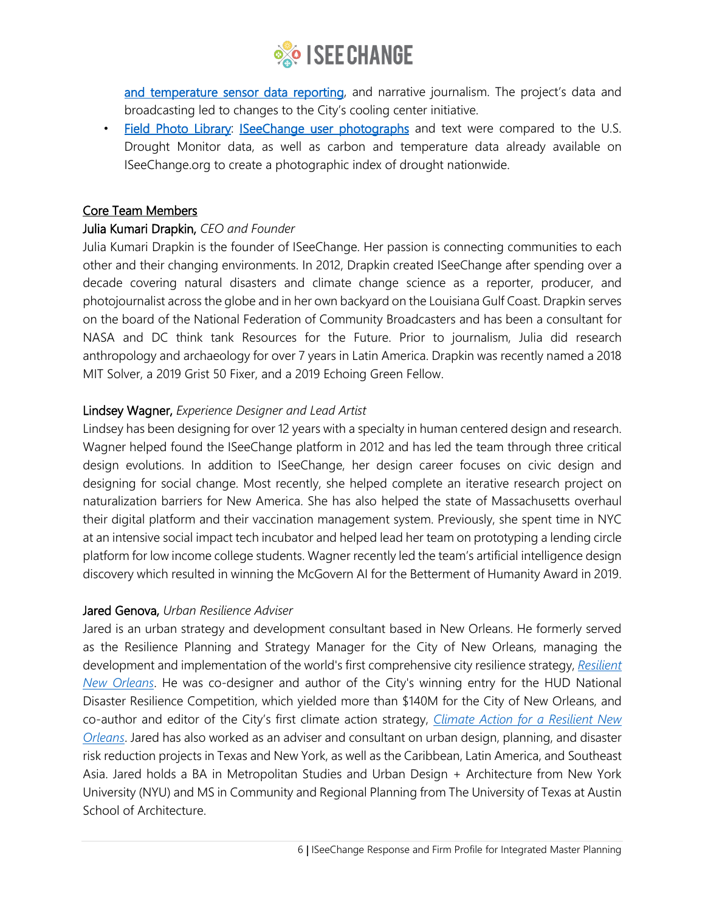and temperature sensor data reporting, and narrative journalism. The project's data and broadcasting led to changes to the City's cooling center initiative.

- Field Photo Library: ISeeChange user photographs and text were compared to the U.S. Drought Monitor data, as well as carbon and temperature data already available on ISeeChange.org to create a photographic index of drought nationwide.

## Core Team Members

### Julia Kumari Drapkin, *CEO and Founder*

Julia Kumari Drapkin is the founder of ISeeChange. Her passion is connecting communities to each other and their changing environments. In 2012, Drapkin created ISeeChange after spending over a decade covering natural disasters and climate change science as a reporter, producer, and photojournalist across the globe and in her own backyard on the Louisiana Gulf Coast. Drapkin serves on the board of the National Federation of Community Broadcasters and has been a consultant for NASA and DC think tank Resources for the Future. Prior to journalism, Julia did research anthropology and archaeology for over 7 years in Latin America. Drapkin was recently named a 2018 MIT Solver, a 2019 Grist 50 Fixer, and a 2019 Echoing Green Fellow.

### Lindsey Wagner, *Experience Designer and Lead Artist*

Lindsey has been designing for over 12 years with a specialty in human centered design and research. Wagner helped found the ISeeChange platform in 2012 and has led the team through three critical design evolutions. In addition to ISeeChange, her design career focuses on civic design and designing for social change. Most recently, she helped complete an iterative research project on naturalization barriers for New America. She has also helped the state of Massachusetts overhaul their digital platform and their vaccination management system. Previously, she spent time in NYC at an intensive social impact tech incubator and helped lead her team on prototyping a lending circle platform for low income college students. Wagner recently led the team's artificial intelligence design discovery which resulted in winning the McGovern AI for the Betterment of Humanity Award in 2019.

### Jared Genova, *Urban Resilience Adviser*

Jared is an urban strategy and development consultant based in New Orleans. He formerly served as the Resilience Planning and Strategy Manager for the City of New Orleans, managing the development and implementation of the world's first comprehensive city resilience strategy, *Resilient New Orleans*. He was co-designer and author of the City's winning entry for the HUD National Disaster Resilience Competition, which yielded more than $140M for the City of New Orleans, and co-author and editor of the City's first climate action strategy, *Climate Action for a Resilient New Orleans*. Jared has also worked as an adviser and consultant on urban design, planning, and disaster risk reduction projects in Texas and New York, as well as the Caribbean, Latin America, and Southeast Asia. Jared holds a BA in Metropolitan Studies and Urban Design + Architecture from New York University (NYU) and MS in Community and Regional Planning from The University of Texas at Austin School of Architecture.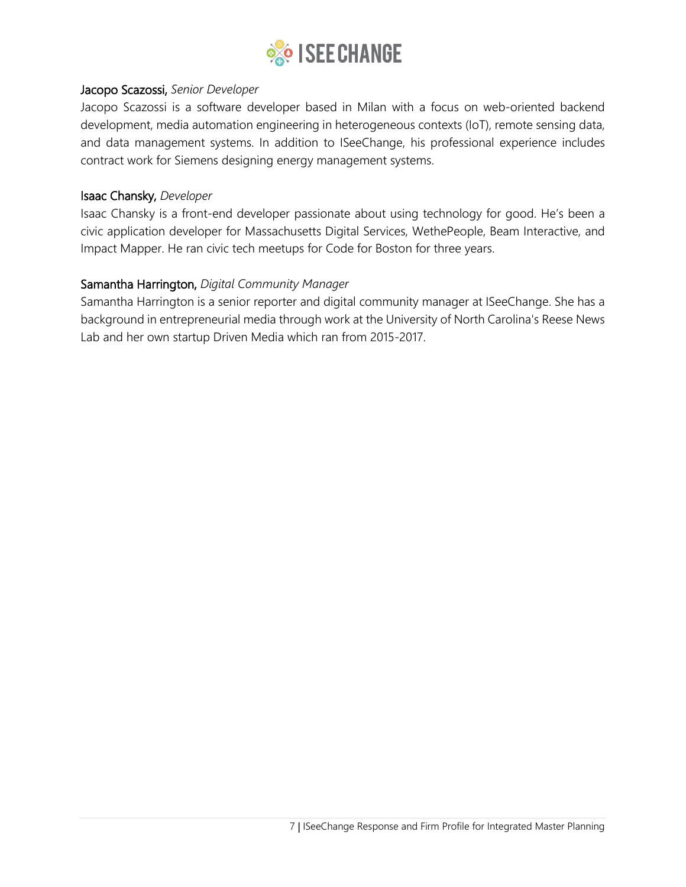**Jacopo Scazossi,** *Senior Developer*

Jacopo Scazossi is a software developer based in Milan with a focus on web-oriented backend development, media automation engineering in heterogeneous contexts (IoT), remote sensing data, and data management systems. In addition to ISeeChange, his professional experience includes contract work for Siemens designing energy management systems.

**Isaac Chansky,** *Developer*

Isaac Chansky is a front-end developer passionate about using technology for good. He's been a civic application developer for Massachusetts Digital Services, WethePeople, Beam Interactive, and Impact Mapper. He ran civic tech meetups for Code for Boston for three years.

**Samantha Harrington,** *Digital Community Manager*

Samantha Harrington is a senior reporter and digital community manager at ISeeChange. She has a background in entrepreneurial media through work at the University of North Carolina's Reese News Lab and her own startup Driven Media which ran from 2015-2017.